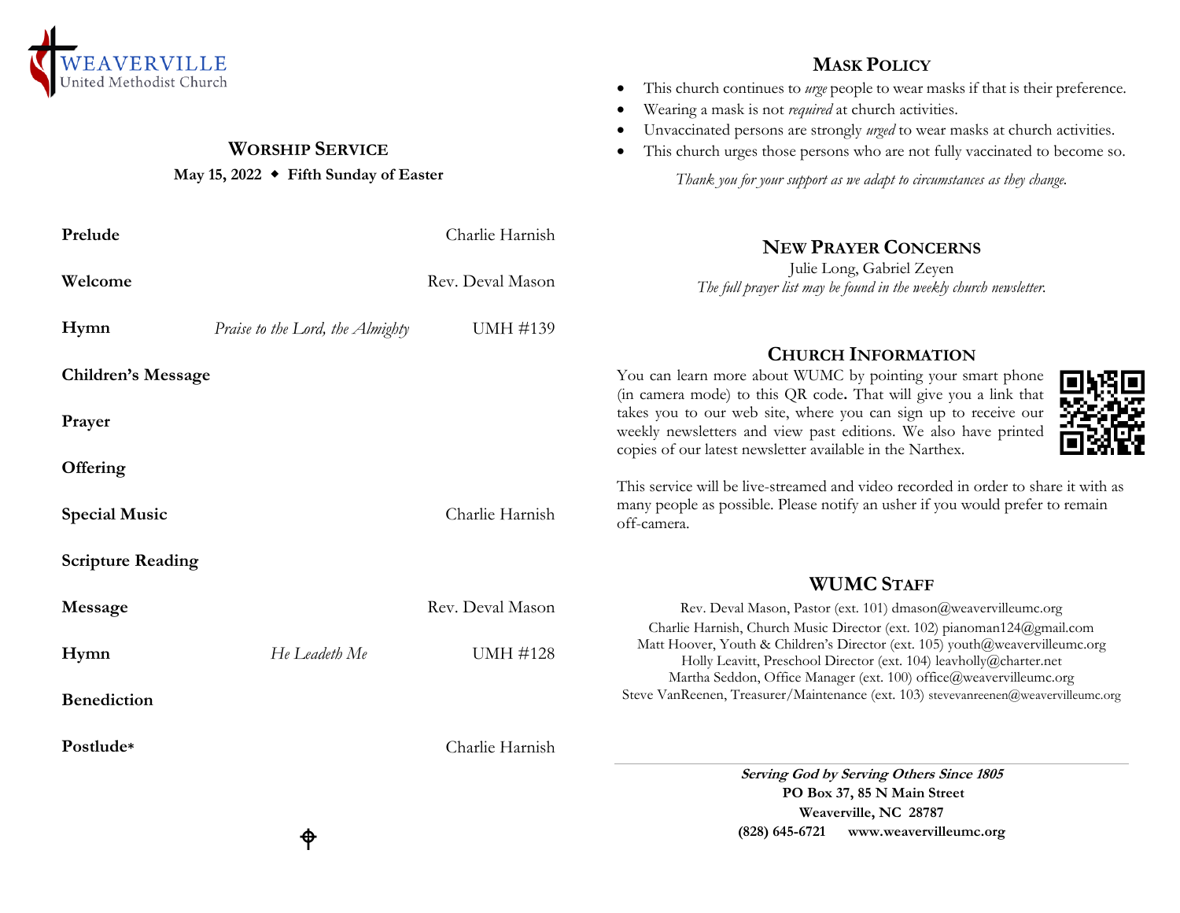WEAVERVILLE
United Methodist Church

## Worship Service

**May 15, 2022 ◆ Fifth Sunday of Easter**

| | | |
|---|---|---|
| **Prelude** | | Charlie Harnish |
| **Welcome** | | Rev. Deval Mason |
| **Hymn** | *Praise to the Lord, the Almighty* | UMH #139 |
| **Children's Message** | | |
| **Prayer** | | |
| **Offering** | | |
| **Special Music** | | Charlie Harnish |
| **Scripture Reading** | | |
| **Message** | | Rev. Deval Mason |
| **Hymn** | *He Leadeth Me* | UMH #128 |
| **Benediction** | | |
| **Postlude*** | | Charlie Harnish |

## Mask Policy

- This church continues to *urge* people to wear masks if that is their preference.
- Wearing a mask is not *required* at church activities.
- Unvaccinated persons are strongly *urged* to wear masks at church activities.
- This church urges those persons who are not fully vaccinated to become so.

*Thank you for your support as we adapt to circumstances as they change.*

## New Prayer Concerns

Julie Long, Gabriel Zeyen

*The full prayer list may be found in the weekly church newsletter.*

## Church Information

You can learn more about WUMC by pointing your smart phone (in camera mode) to this QR code**.** That will give you a link that takes you to our web site, where you can sign up to receive our weekly newsletters and view past editions. We also have printed copies of our latest newsletter available in the Narthex.

This service will be live-streamed and video recorded in order to share it with as many people as possible. Please notify an usher if you would prefer to remain off-camera.

## WUMC Staff

Rev. Deval Mason, Pastor (ext. 101) dmason@weavervilleumc.org
Charlie Harnish, Church Music Director (ext. 102) pianoman124@gmail.com
Matt Hoover, Youth & Children's Director (ext. 105) youth@weavervilleumc.org
Holly Leavitt, Preschool Director (ext. 104) leavholly@charter.net
Martha Seddon, Office Manager (ext. 100) office@weavervilleumc.org
Steve VanReenen, Treasurer/Maintenance (ext. 103) stevevanreenen@weavervilleumc.org

***Serving God by Serving Others Since 1805***
**PO Box 37, 85 N Main Street**
**Weaverville, NC 28787**
**(828) 645-6721 www.weavervilleumc.org**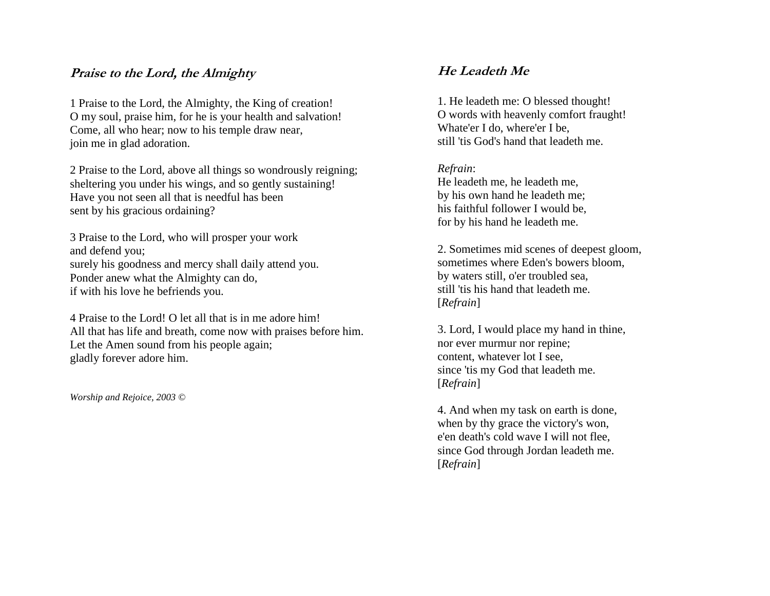### *Praise to the Lord, the Almighty*

1 Praise to the Lord, the Almighty, the King of creation!
O my soul, praise him, for he is your health and salvation!
Come, all who hear; now to his temple draw near,
join me in glad adoration.

2 Praise to the Lord, above all things so wondrously reigning;
sheltering you under his wings, and so gently sustaining!
Have you not seen all that is needful has been
sent by his gracious ordaining?

3 Praise to the Lord, who will prosper your work
and defend you;
surely his goodness and mercy shall daily attend you.
Ponder anew what the Almighty can do,
if with his love he befriends you.

4 Praise to the Lord! O let all that is in me adore him!
All that has life and breath, come now with praises before him.
Let the Amen sound from his people again;
gladly forever adore him.

*Worship and Rejoice, 2003 ©*

### *He Leadeth Me*

1. He leadeth me: O blessed thought!
O words with heavenly comfort fraught!
Whate'er I do, where'er I be,
still 'tis God's hand that leadeth me.

*Refrain*:
He leadeth me, he leadeth me,
by his own hand he leadeth me;
his faithful follower I would be,
for by his hand he leadeth me.

2. Sometimes mid scenes of deepest gloom,
sometimes where Eden's bowers bloom,
by waters still, o'er troubled sea,
still 'tis his hand that leadeth me.
[*Refrain*]

3. Lord, I would place my hand in thine,
nor ever murmur nor repine;
content, whatever lot I see,
since 'tis my God that leadeth me.
[*Refrain*]

4. And when my task on earth is done,
when by thy grace the victory's won,
e'en death's cold wave I will not flee,
since God through Jordan leadeth me.
[*Refrain*]